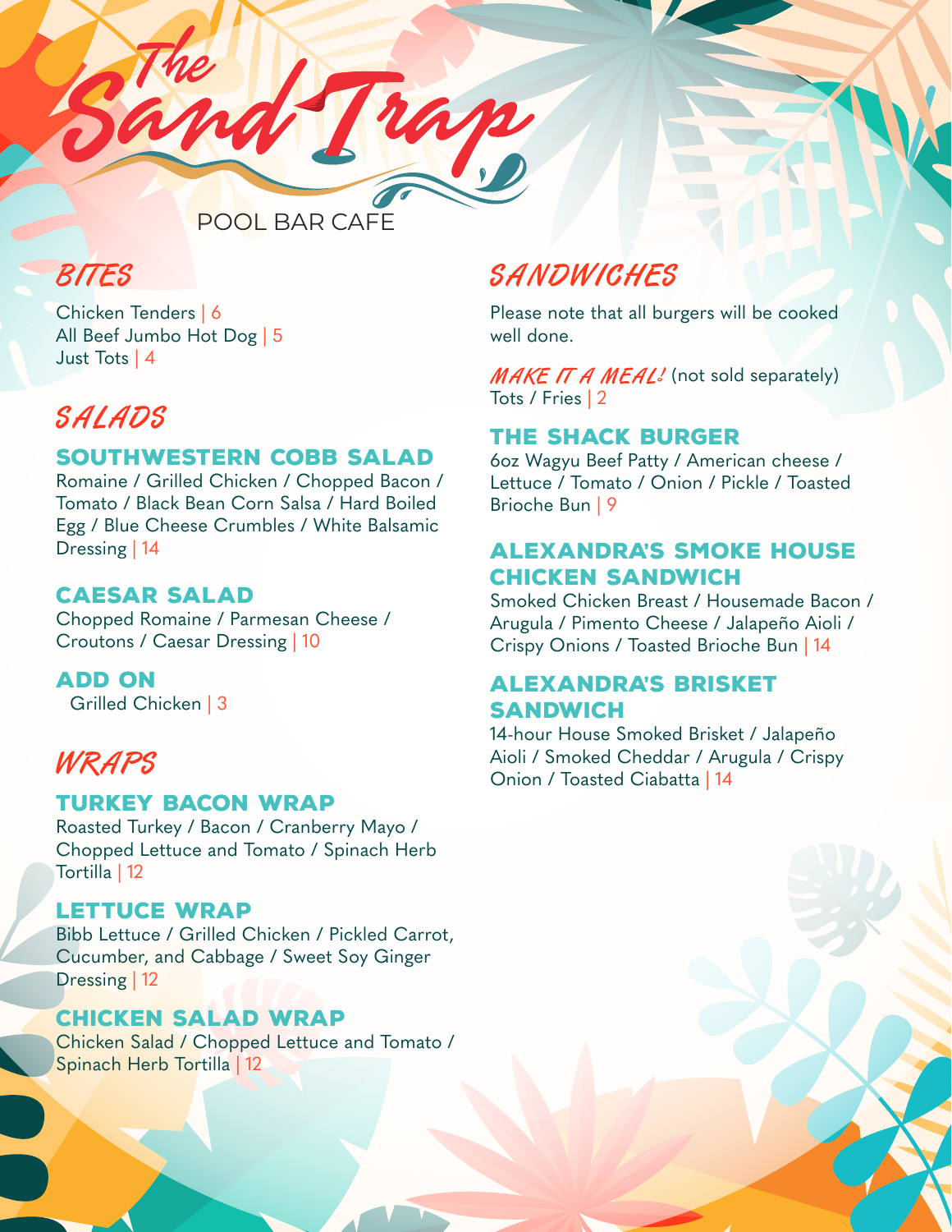# The Sand Trap

POOL BAR CAFE

## BITES

Chicken Tenders | 6
All Beef Jumbo Hot Dog | 5
Just Tots | 4

## SALADS

### SOUTHWESTERN COBB SALAD

Romaine / Grilled Chicken / Chopped Bacon / Tomato / Black Bean Corn Salsa / Hard Boiled Egg / Blue Cheese Crumbles / White Balsamic Dressing | 14

### CAESAR SALAD

Chopped Romaine / Parmesan Cheese / Croutons / Caesar Dressing | 10

### ADD ON

Grilled Chicken | 3

## WRAPS

### TURKEY BACON WRAP

Roasted Turkey / Bacon / Cranberry Mayo / Chopped Lettuce and Tomato / Spinach Herb Tortilla | 12

### LETTUCE WRAP

Bibb Lettuce / Grilled Chicken / Pickled Carrot, Cucumber, and Cabbage / Sweet Soy Ginger Dressing | 12

### CHICKEN SALAD WRAP

Chicken Salad / Chopped Lettuce and Tomato / Spinach Herb Tortilla | 12

## SANDWICHES

Please note that all burgers will be cooked well done.

*MAKE IT A MEAL!* (not sold separately)
Tots / Fries | 2

### THE SHACK BURGER

6oz Wagyu Beef Patty / American cheese / Lettuce / Tomato / Onion / Pickle / Toasted Brioche Bun | 9

### ALEXANDRA'S SMOKE HOUSE CHICKEN SANDWICH

Smoked Chicken Breast / Housemade Bacon / Arugula / Pimento Cheese / Jalapeño Aioli / Crispy Onions / Toasted Brioche Bun | 14

### ALEXANDRA'S BRISKET SANDWICH

14-hour House Smoked Brisket / Jalapeño Aioli / Smoked Cheddar / Arugula / Crispy Onion / Toasted Ciabatta | 14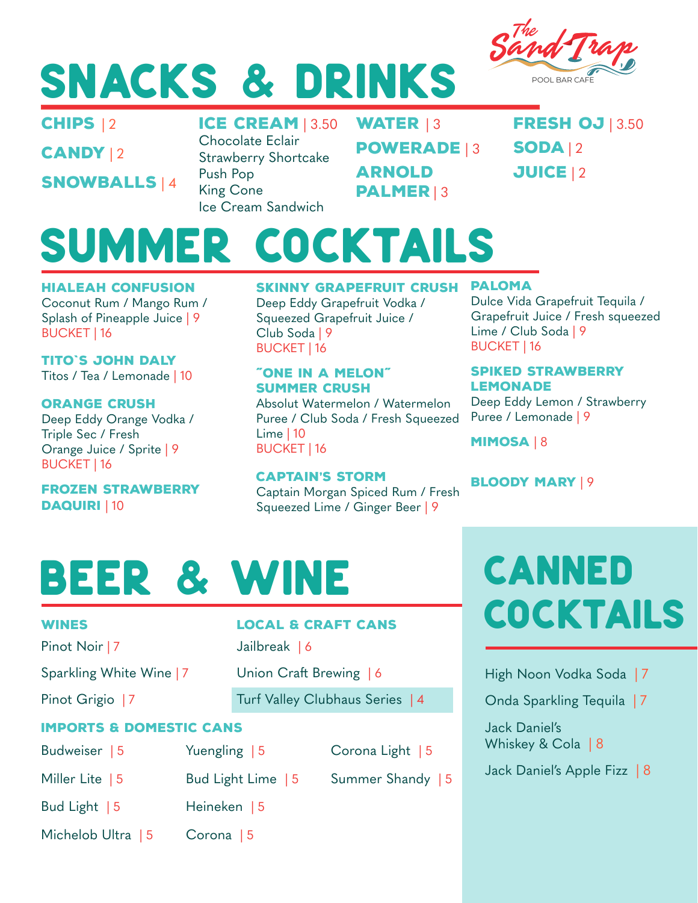The Sand Trap
POOL BAR CAFE

# SNACKS & DRINKS

**CHIPS** | 2

**CANDY** | 2

**SNOWBALLS** | 4

**ICE CREAM** | 3.50
Chocolate Eclair
Strawberry Shortcake
Push Pop
King Cone
Ice Cream Sandwich

**WATER** | 3

**POWERADE** | 3

**ARNOLD PALMER** | 3

**FRESH OJ** | 3.50

**SODA** | 2

**JUICE** | 2

# SUMMER COCKTAILS

**HIALEAH CONFUSION**
Coconut Rum / Mango Rum / Splash of Pineapple Juice | 9
BUCKET | 16

**TITO`S JOHN DALY**
Titos / Tea / Lemonade | 10

**ORANGE CRUSH**
Deep Eddy Orange Vodka / Triple Sec / Fresh Orange Juice / Sprite | 9
BUCKET | 16

**FROZEN STRAWBERRY DAQUIRI** | 10

**SKINNY GRAPEFRUIT CRUSH**
Deep Eddy Grapefruit Vodka / Squeezed Grapefruit Juice / Club Soda | 9
BUCKET | 16

**"ONE IN A MELON" SUMMER CRUSH**
Absolut Watermelon / Watermelon Puree / Club Soda / Fresh Squeezed Lime | 10
BUCKET | 16

**CAPTAIN'S STORM**
Captain Morgan Spiced Rum / Fresh Squeezed Lime / Ginger Beer | 9

**PALOMA**
Dulce Vida Grapefruit Tequila / Grapefruit Juice / Fresh squeezed Lime / Club Soda | 9
BUCKET | 16

**SPIKED STRAWBERRY LEMONADE**
Deep Eddy Lemon / Strawberry Puree / Lemonade | 9

**MIMOSA** | 8

**BLOODY MARY** | 9

# BEER & WINE

### WINES
Pinot Noir | 7

Sparkling White Wine | 7

Pinot Grigio | 7

### LOCAL & CRAFT CANS
Jailbreak | 6

Union Craft Brewing | 6

Turf Valley Clubhaus Series | 4

### IMPORTS & DOMESTIC CANS
Budweiser | 5

Miller Lite | 5

Bud Light | 5

Michelob Ultra | 5

Yuengling | 5

Bud Light Lime | 5

Heineken | 5

Corona | 5

Corona Light | 5

Summer Shandy | 5

# CANNED COCKTAILS

High Noon Vodka Soda | 7

Onda Sparkling Tequila | 7

Jack Daniel's Whiskey & Cola | 8

Jack Daniel's Apple Fizz | 8